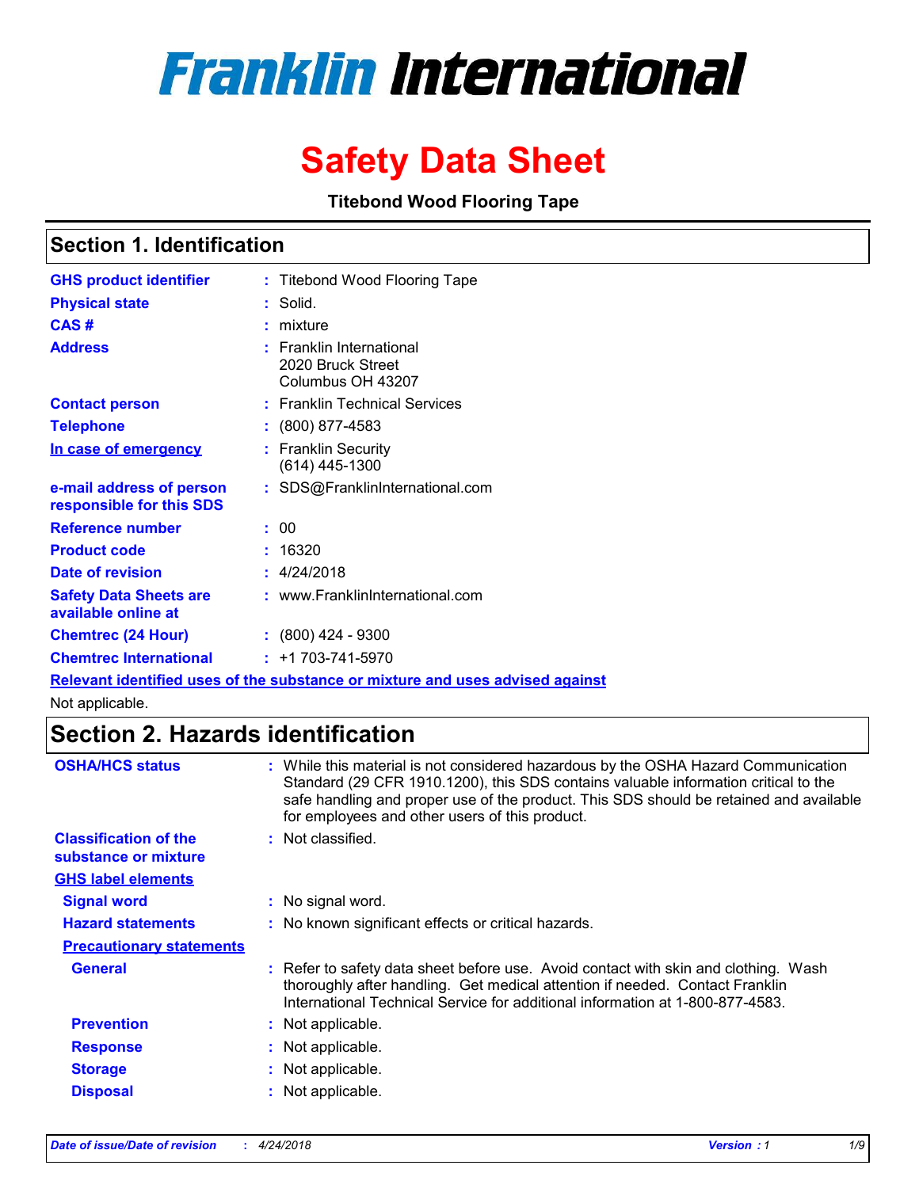# Franklin International

# Safety Data Sheet

**Titebond Wood Flooring Tape**

## Section 1. Identification

| | |
|---|---|
| **GHS product identifier** | : Titebond Wood Flooring Tape |
| **Physical state** | : Solid. |
| **CAS #** | : mixture |
| **Address** | : Franklin International<br>2020 Bruck Street<br>Columbus OH 43207 |
| **Contact person** | : Franklin Technical Services |
| **Telephone** | : (800) 877-4583 |
| **In case of emergency** | : Franklin Security<br>(614) 445-1300 |
| **e-mail address of person responsible for this SDS** | : SDS@FranklinInternational.com |
| **Reference number** | : 00 |
| **Product code** | : 16320 |
| **Date of revision** | : 4/24/2018 |
| **Safety Data Sheets are available online at** | : www.FranklinInternational.com |
| **Chemtrec (24 Hour)** | : (800) 424 - 9300 |
| **Chemtrec International** | : +1 703-741-5970 |

**Relevant identified uses of the substance or mixture and uses advised against**

Not applicable.

## Section 2. Hazards identification

**OSHA/HCS status** : While this material is not considered hazardous by the OSHA Hazard Communication Standard (29 CFR 1910.1200), this SDS contains valuable information critical to the safe handling and proper use of the product. This SDS should be retained and available for employees and other users of this product.

**Classification of the substance or mixture** : Not classified.

**GHS label elements**

**Signal word** : No signal word.

**Hazard statements** : No known significant effects or critical hazards.

**Precautionary statements**

**General** : Refer to safety data sheet before use. Avoid contact with skin and clothing. Wash thoroughly after handling. Get medical attention if needed. Contact Franklin International Technical Service for additional information at 1-800-877-4583.

**Prevention** : Not applicable.

**Response** : Not applicable.

**Storage** : Not applicable.

**Disposal** : Not applicable.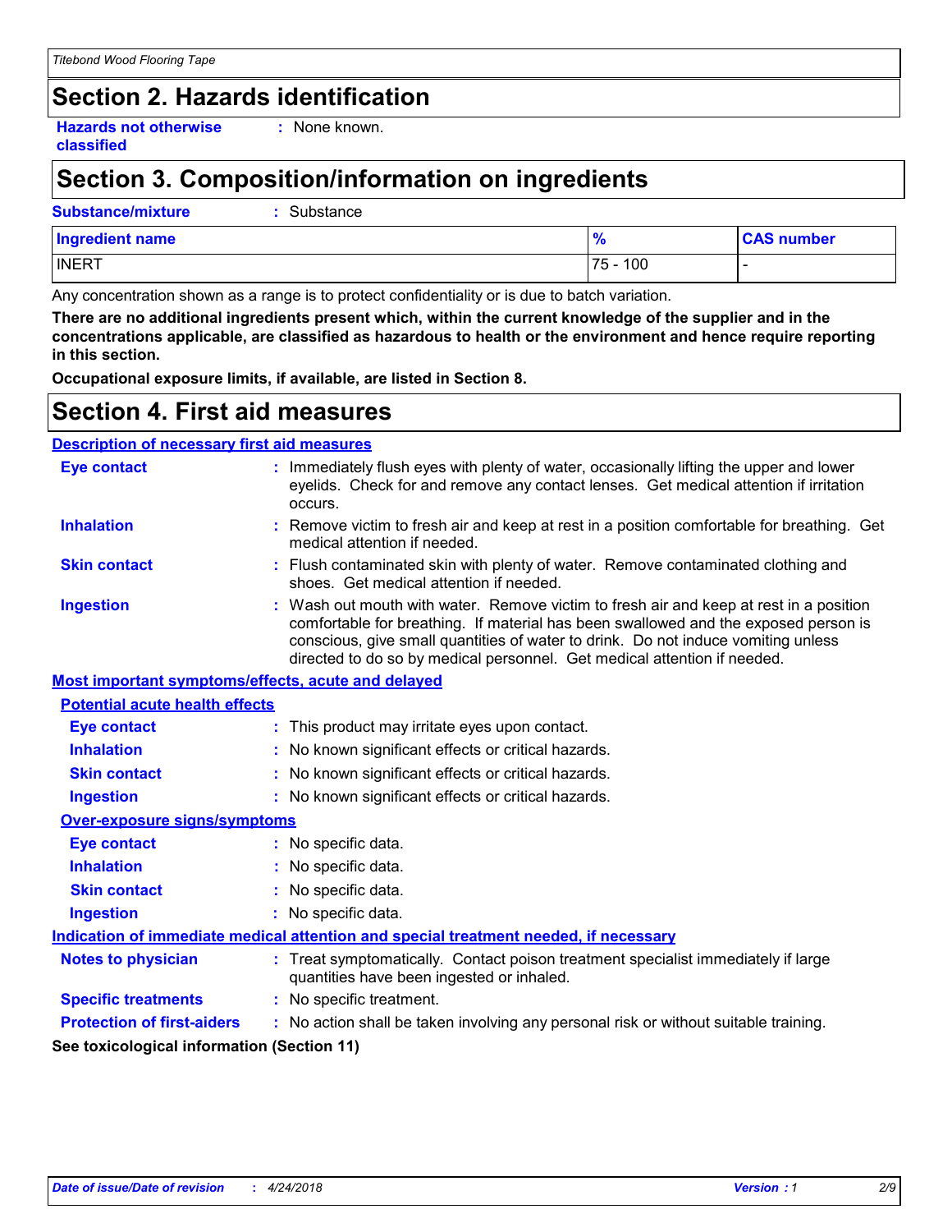## Section 2. Hazards identification

**Hazards not otherwise classified** : None known.

## Section 3. Composition/information on ingredients

**Substance/mixture** : Substance

| Ingredient name | % | CAS number |
|---|---|---|
| INERT | 75 - 100 | - |

Any concentration shown as a range is to protect confidentiality or is due to batch variation.

**There are no additional ingredients present which, within the current knowledge of the supplier and in the concentrations applicable, are classified as hazardous to health or the environment and hence require reporting in this section.**

**Occupational exposure limits, if available, are listed in Section 8.**

## Section 4. First aid measures

### Description of necessary first aid measures

**Eye contact** : Immediately flush eyes with plenty of water, occasionally lifting the upper and lower eyelids. Check for and remove any contact lenses. Get medical attention if irritation occurs.

**Inhalation** : Remove victim to fresh air and keep at rest in a position comfortable for breathing. Get medical attention if needed.

**Skin contact** : Flush contaminated skin with plenty of water. Remove contaminated clothing and shoes. Get medical attention if needed.

**Ingestion** : Wash out mouth with water. Remove victim to fresh air and keep at rest in a position comfortable for breathing. If material has been swallowed and the exposed person is conscious, give small quantities of water to drink. Do not induce vomiting unless directed to do so by medical personnel. Get medical attention if needed.

### Most important symptoms/effects, acute and delayed

#### Potential acute health effects

**Eye contact** : This product may irritate eyes upon contact.

**Inhalation** : No known significant effects or critical hazards.

**Skin contact** : No known significant effects or critical hazards.

**Ingestion** : No known significant effects or critical hazards.

#### Over-exposure signs/symptoms

**Eye contact** : No specific data.

**Inhalation** : No specific data.

**Skin contact** : No specific data.

**Ingestion** : No specific data.

### Indication of immediate medical attention and special treatment needed, if necessary

**Notes to physician** : Treat symptomatically. Contact poison treatment specialist immediately if large quantities have been ingested or inhaled.

**Specific treatments** : No specific treatment.

**Protection of first-aiders** : No action shall be taken involving any personal risk or without suitable training.

**See toxicological information (Section 11)**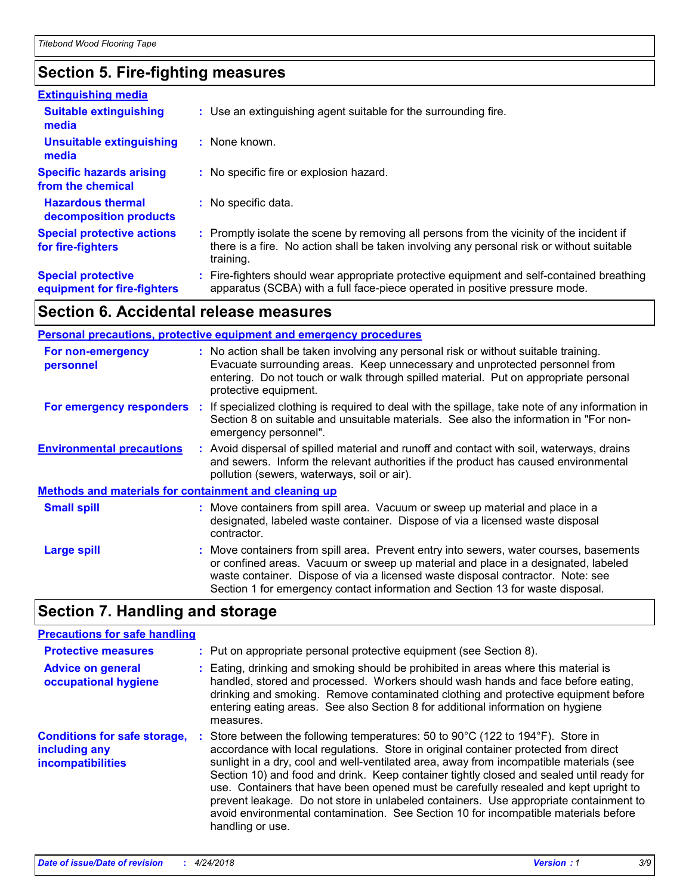## Section 5. Fire-fighting measures

### Extinguishing media

**Suitable extinguishing media** : Use an extinguishing agent suitable for the surrounding fire.

**Unsuitable extinguishing media** : None known.

**Specific hazards arising from the chemical** : No specific fire or explosion hazard.

**Hazardous thermal decomposition products** : No specific data.

**Special protective actions for fire-fighters** : Promptly isolate the scene by removing all persons from the vicinity of the incident if there is a fire. No action shall be taken involving any personal risk or without suitable training.

**Special protective equipment for fire-fighters** : Fire-fighters should wear appropriate protective equipment and self-contained breathing apparatus (SCBA) with a full face-piece operated in positive pressure mode.

## Section 6. Accidental release measures

### Personal precautions, protective equipment and emergency procedures

**For non-emergency personnel** : No action shall be taken involving any personal risk or without suitable training. Evacuate surrounding areas. Keep unnecessary and unprotected personnel from entering. Do not touch or walk through spilled material. Put on appropriate personal protective equipment.

**For emergency responders** : If specialized clothing is required to deal with the spillage, take note of any information in Section 8 on suitable and unsuitable materials. See also the information in "For non-emergency personnel".

**Environmental precautions** : Avoid dispersal of spilled material and runoff and contact with soil, waterways, drains and sewers. Inform the relevant authorities if the product has caused environmental pollution (sewers, waterways, soil or air).

### Methods and materials for containment and cleaning up

**Small spill** : Move containers from spill area. Vacuum or sweep up material and place in a designated, labeled waste container. Dispose of via a licensed waste disposal contractor.

**Large spill** : Move containers from spill area. Prevent entry into sewers, water courses, basements or confined areas. Vacuum or sweep up material and place in a designated, labeled waste container. Dispose of via a licensed waste disposal contractor. Note: see Section 1 for emergency contact information and Section 13 for waste disposal.

## Section 7. Handling and storage

### Precautions for safe handling

**Protective measures** : Put on appropriate personal protective equipment (see Section 8).

**Advice on general occupational hygiene** : Eating, drinking and smoking should be prohibited in areas where this material is handled, stored and processed. Workers should wash hands and face before eating, drinking and smoking. Remove contaminated clothing and protective equipment before entering eating areas. See also Section 8 for additional information on hygiene measures.

**Conditions for safe storage, including any incompatibilities** : Store between the following temperatures: 50 to 90°C (122 to 194°F). Store in accordance with local regulations. Store in original container protected from direct sunlight in a dry, cool and well-ventilated area, away from incompatible materials (see Section 10) and food and drink. Keep container tightly closed and sealed until ready for use. Containers that have been opened must be carefully resealed and kept upright to prevent leakage. Do not store in unlabeled containers. Use appropriate containment to avoid environmental contamination. See Section 10 for incompatible materials before handling or use.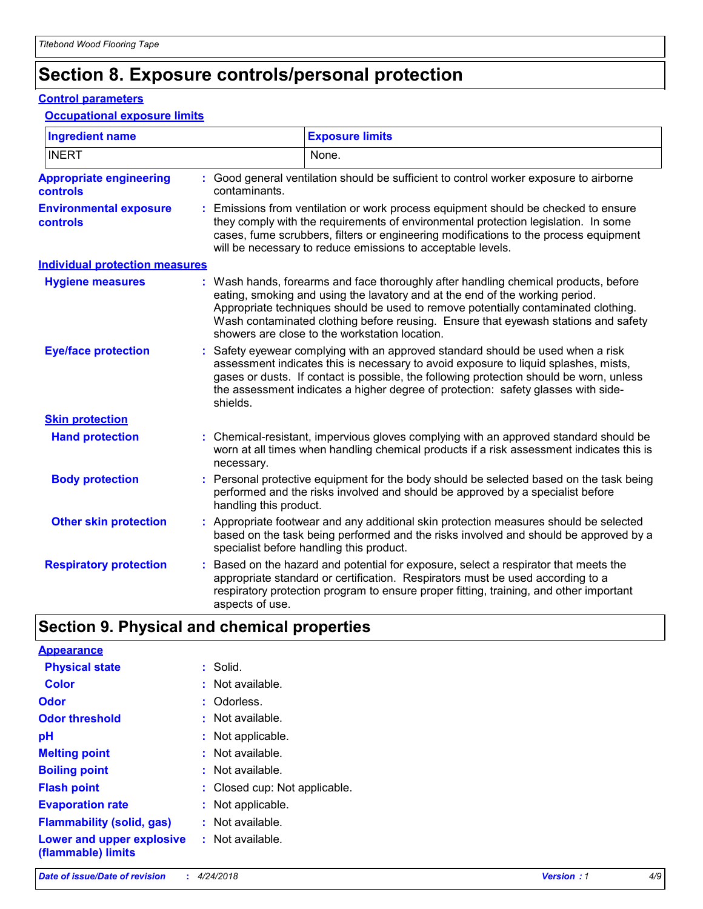# Section 8. Exposure controls/personal protection

## Control parameters

### Occupational exposure limits

| Ingredient name | Exposure limits |
|---|---|
| INERT | None. |

**Appropriate engineering controls** : Good general ventilation should be sufficient to control worker exposure to airborne contaminants.

**Environmental exposure controls** : Emissions from ventilation or work process equipment should be checked to ensure they comply with the requirements of environmental protection legislation. In some cases, fume scrubbers, filters or engineering modifications to the process equipment will be necessary to reduce emissions to acceptable levels.

## Individual protection measures

**Hygiene measures** : Wash hands, forearms and face thoroughly after handling chemical products, before eating, smoking and using the lavatory and at the end of the working period. Appropriate techniques should be used to remove potentially contaminated clothing. Wash contaminated clothing before reusing. Ensure that eyewash stations and safety showers are close to the workstation location.

**Eye/face protection** : Safety eyewear complying with an approved standard should be used when a risk assessment indicates this is necessary to avoid exposure to liquid splashes, mists, gases or dusts. If contact is possible, the following protection should be worn, unless the assessment indicates a higher degree of protection: safety glasses with side-shields.

### Skin protection

**Hand protection** : Chemical-resistant, impervious gloves complying with an approved standard should be worn at all times when handling chemical products if a risk assessment indicates this is necessary.

**Body protection** : Personal protective equipment for the body should be selected based on the task being performed and the risks involved and should be approved by a specialist before handling this product.

**Other skin protection** : Appropriate footwear and any additional skin protection measures should be selected based on the task being performed and the risks involved and should be approved by a specialist before handling this product.

**Respiratory protection** : Based on the hazard and potential for exposure, select a respirator that meets the appropriate standard or certification. Respirators must be used according to a respiratory protection program to ensure proper fitting, training, and other important aspects of use.

# Section 9. Physical and chemical properties

## Appearance

**Physical state** : Solid.

**Color** : Not available.

**Odor** : Odorless.

**Odor threshold** : Not available.

**pH** : Not applicable.

**Melting point** : Not available.

**Boiling point** : Not available.

**Flash point** : Closed cup: Not applicable.

**Evaporation rate** : Not applicable.

**Flammability (solid, gas)** : Not available.

**Lower and upper explosive (flammable) limits** : Not available.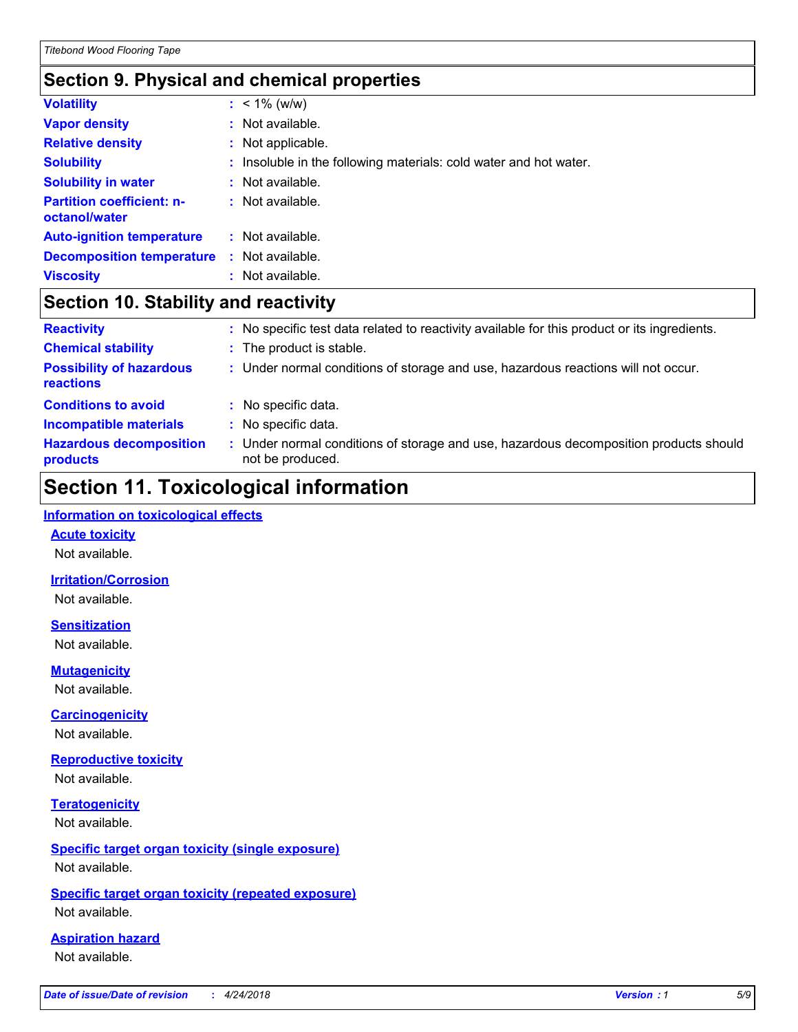## Section 9. Physical and chemical properties

| | |
|---|---|
| **Volatility** | : < 1% (w/w) |
| **Vapor density** | : Not available. |
| **Relative density** | : Not applicable. |
| **Solubility** | : Insoluble in the following materials: cold water and hot water. |
| **Solubility in water** | : Not available. |
| **Partition coefficient: n-octanol/water** | : Not available. |
| **Auto-ignition temperature** | : Not available. |
| **Decomposition temperature** | : Not available. |
| **Viscosity** | : Not available. |

## Section 10. Stability and reactivity

| | |
|---|---|
| **Reactivity** | : No specific test data related to reactivity available for this product or its ingredients. |
| **Chemical stability** | : The product is stable. |
| **Possibility of hazardous reactions** | : Under normal conditions of storage and use, hazardous reactions will not occur. |
| **Conditions to avoid** | : No specific data. |
| **Incompatible materials** | : No specific data. |
| **Hazardous decomposition products** | : Under normal conditions of storage and use, hazardous decomposition products should not be produced. |

# Section 11. Toxicological information

**Information on toxicological effects**

**Acute toxicity**

Not available.

**Irritation/Corrosion**

Not available.

**Sensitization**

Not available.

**Mutagenicity**

Not available.

**Carcinogenicity**

Not available.

**Reproductive toxicity**

Not available.

**Teratogenicity**

Not available.

**Specific target organ toxicity (single exposure)**

Not available.

**Specific target organ toxicity (repeated exposure)**

Not available.

**Aspiration hazard**

Not available.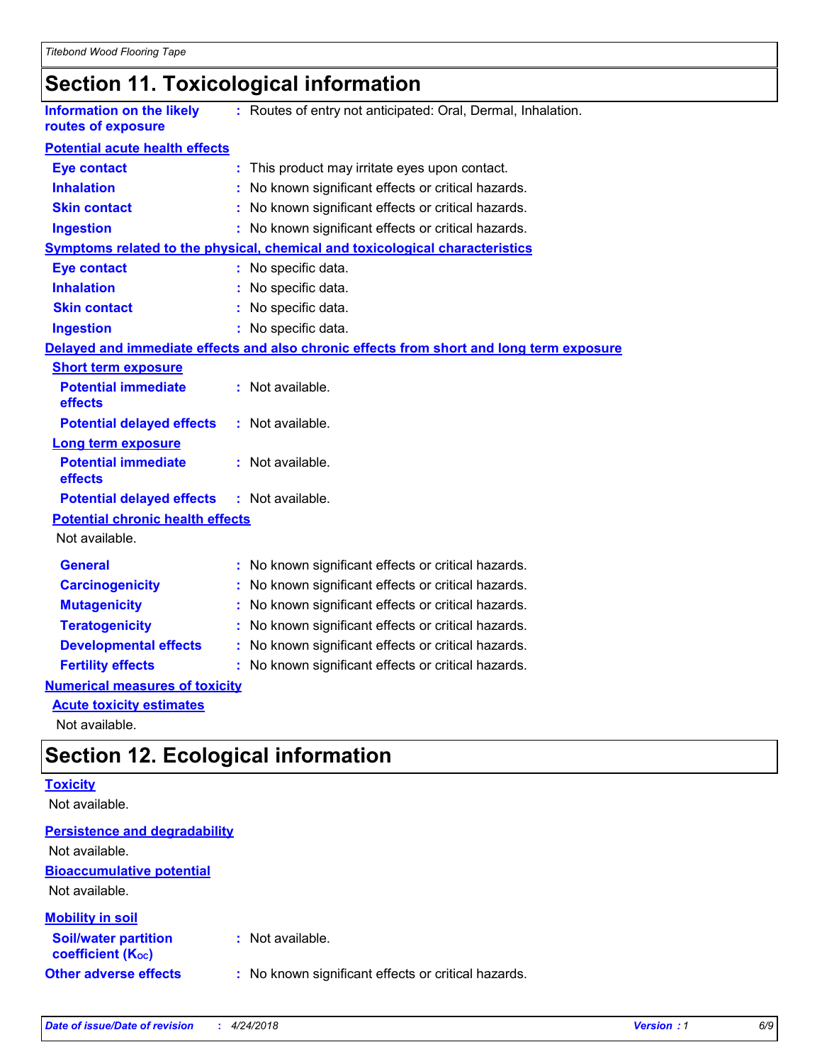# Section 11. Toxicological information

**Information on the likely routes of exposure** : Routes of entry not anticipated: Oral, Dermal, Inhalation.

**Potential acute health effects**

**Eye contact** : This product may irritate eyes upon contact.
**Inhalation** : No known significant effects or critical hazards.
**Skin contact** : No known significant effects or critical hazards.
**Ingestion** : No known significant effects or critical hazards.

**Symptoms related to the physical, chemical and toxicological characteristics**

**Eye contact** : No specific data.
**Inhalation** : No specific data.
**Skin contact** : No specific data.
**Ingestion** : No specific data.

**Delayed and immediate effects and also chronic effects from short and long term exposure**

**Short term exposure**

**Potential immediate effects** : Not available.
**Potential delayed effects** : Not available.

**Long term exposure**

**Potential immediate effects** : Not available.
**Potential delayed effects** : Not available.

**Potential chronic health effects**

Not available.

**General** : No known significant effects or critical hazards.
**Carcinogenicity** : No known significant effects or critical hazards.
**Mutagenicity** : No known significant effects or critical hazards.
**Teratogenicity** : No known significant effects or critical hazards.
**Developmental effects** : No known significant effects or critical hazards.
**Fertility effects** : No known significant effects or critical hazards.

**Numerical measures of toxicity**

**Acute toxicity estimates**

Not available.

# Section 12. Ecological information

**Toxicity**

Not available.

**Persistence and degradability**

Not available.

**Bioaccumulative potential**

Not available.

**Mobility in soil**

**Soil/water partition coefficient ($K_{OC}$)** : Not available.

**Other adverse effects** : No known significant effects or critical hazards.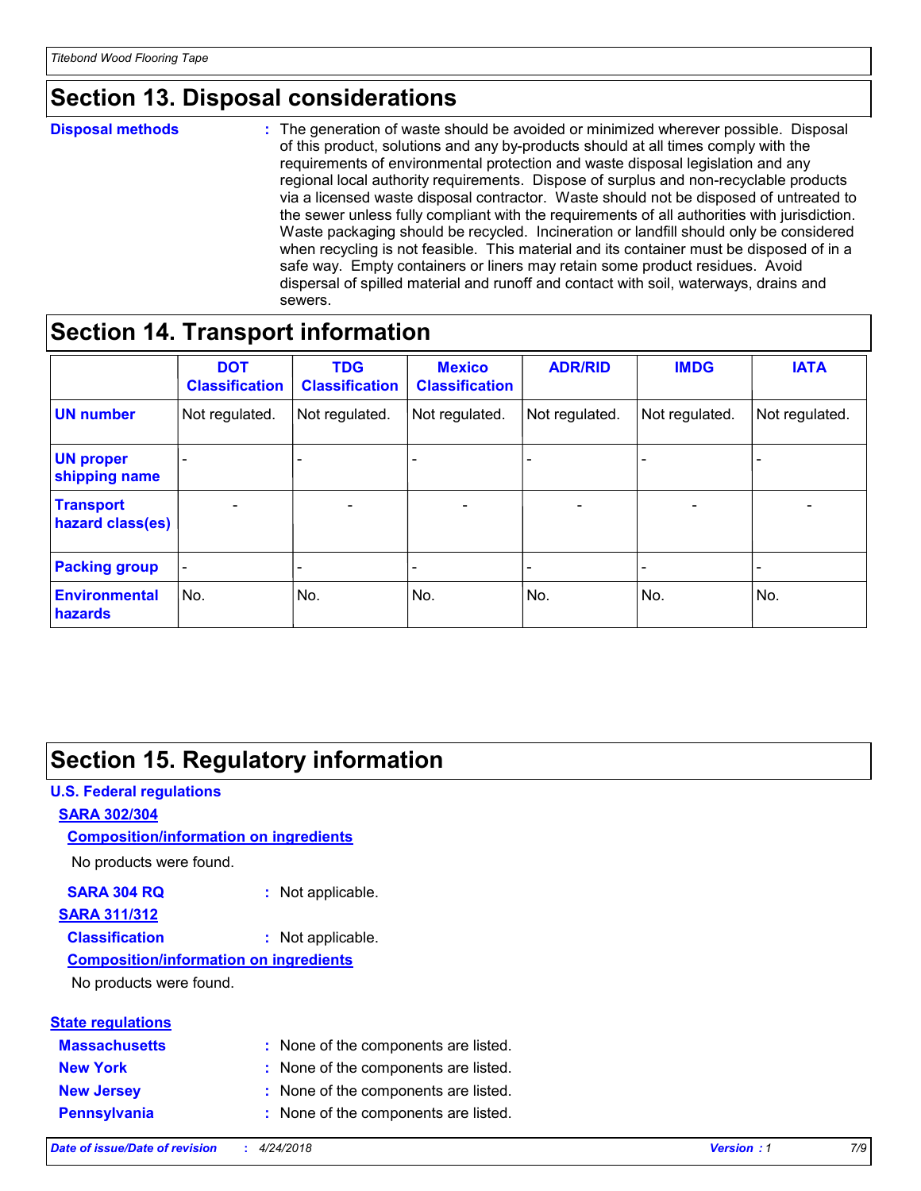## Section 13. Disposal considerations

**Disposal methods** : The generation of waste should be avoided or minimized wherever possible. Disposal of this product, solutions and any by-products should at all times comply with the requirements of environmental protection and waste disposal legislation and any regional local authority requirements. Dispose of surplus and non-recyclable products via a licensed waste disposal contractor. Waste should not be disposed of untreated to the sewer unless fully compliant with the requirements of all authorities with jurisdiction. Waste packaging should be recycled. Incineration or landfill should only be considered when recycling is not feasible. This material and its container must be disposed of in a safe way. Empty containers or liners may retain some product residues. Avoid dispersal of spilled material and runoff and contact with soil, waterways, drains and sewers.

## Section 14. Transport information

| | DOT Classification | TDG Classification | Mexico Classification | ADR/RID | IMDG | IATA |
|---|---|---|---|---|---|---|
| **UN number** | Not regulated. | Not regulated. | Not regulated. | Not regulated. | Not regulated. | Not regulated. |
| **UN proper shipping name** | - | - | - | - | - | - |
| **Transport hazard class(es)** | - | - | - | - | - | - |
| **Packing group** | - | - | - | - | - | - |
| **Environmental hazards** | No. | No. | No. | No. | No. | No. |

## Section 15. Regulatory information

### U.S. Federal regulations

**SARA 302/304**

**Composition/information on ingredients**

No products were found.

**SARA 304 RQ** : Not applicable.

**SARA 311/312**

**Classification** : Not applicable.

**Composition/information on ingredients**

No products were found.

### State regulations

**Massachusetts** : None of the components are listed.

**New York** : None of the components are listed.

**New Jersey** : None of the components are listed.

**Pennsylvania** : None of the components are listed.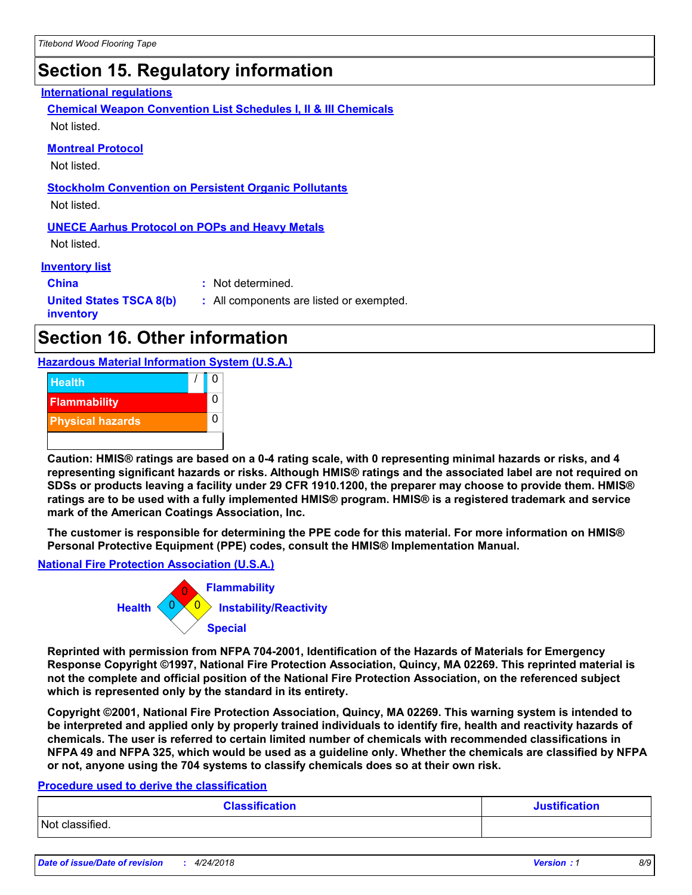## Section 15. Regulatory information

### International regulations

**Chemical Weapon Convention List Schedules I, II & III Chemicals**

Not listed.

**Montreal Protocol**

Not listed.

**Stockholm Convention on Persistent Organic Pollutants**

Not listed.

**UNECE Aarhus Protocol on POPs and Heavy Metals**

Not listed.

### Inventory list

**China** : Not determined.

**United States TSCA 8(b) inventory** : All components are listed or exempted.

## Section 16. Other information

### Hazardous Material Information System (U.S.A.)

| | | |
|---|---|---|
| Health | / | 0 |
| Flammability | | 0 |
| Physical hazards | | 0 |
| | | |

**Caution: HMIS® ratings are based on a 0-4 rating scale, with 0 representing minimal hazards or risks, and 4 representing significant hazards or risks. Although HMIS® ratings and the associated label are not required on SDSs or products leaving a facility under 29 CFR 1910.1200, the preparer may choose to provide them. HMIS® ratings are to be used with a fully implemented HMIS® program. HMIS® is a registered trademark and service mark of the American Coatings Association, Inc.**

**The customer is responsible for determining the PPE code for this material. For more information on HMIS® Personal Protective Equipment (PPE) codes, consult the HMIS® Implementation Manual.**

### National Fire Protection Association (U.S.A.)

Flammability: 0
Health: 0
Instability/Reactivity: 0
Special:

**Reprinted with permission from NFPA 704-2001, Identification of the Hazards of Materials for Emergency Response Copyright ©1997, National Fire Protection Association, Quincy, MA 02269. This reprinted material is not the complete and official position of the National Fire Protection Association, on the referenced subject which is represented only by the standard in its entirety.**

**Copyright ©2001, National Fire Protection Association, Quincy, MA 02269. This warning system is intended to be interpreted and applied only by properly trained individuals to identify fire, health and reactivity hazards of chemicals. The user is referred to certain limited number of chemicals with recommended classifications in NFPA 49 and NFPA 325, which would be used as a guideline only. Whether the chemicals are classified by NFPA or not, anyone using the 704 systems to classify chemicals does so at their own risk.**

### Procedure used to derive the classification

| Classification | Justification |
|---|---|
| Not classified. | |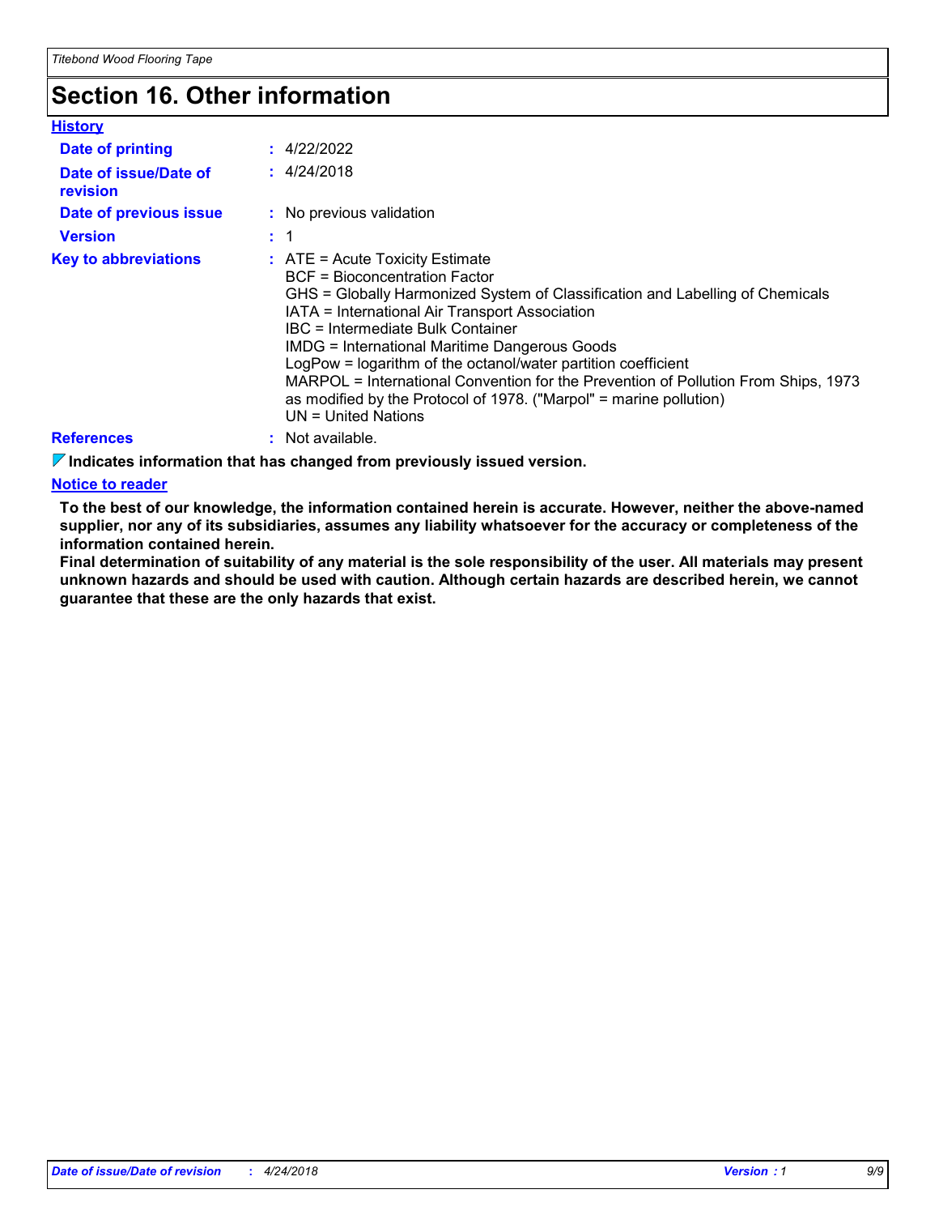# Section 16. Other information

**History**

| | |
|---|---|
| **Date of printing** | : 4/22/2022 |
| **Date of issue/Date of revision** | : 4/24/2018 |
| **Date of previous issue** | : No previous validation |
| **Version** | : 1 |
| **Key to abbreviations** | : ATE = Acute Toxicity Estimate<br>BCF = Bioconcentration Factor<br>GHS = Globally Harmonized System of Classification and Labelling of Chemicals<br>IATA = International Air Transport Association<br>IBC = Intermediate Bulk Container<br>IMDG = International Maritime Dangerous Goods<br>LogPow = logarithm of the octanol/water partition coefficient<br>MARPOL = International Convention for the Prevention of Pollution From Ships, 1973 as modified by the Protocol of 1978. ("Marpol" = marine pollution)<br>UN = United Nations |
| **References** | : Not available. |

**Indicates information that has changed from previously issued version.**

**Notice to reader**

**To the best of our knowledge, the information contained herein is accurate. However, neither the above-named supplier, nor any of its subsidiaries, assumes any liability whatsoever for the accuracy or completeness of the information contained herein.**

**Final determination of suitability of any material is the sole responsibility of the user. All materials may present unknown hazards and should be used with caution. Although certain hazards are described herein, we cannot guarantee that these are the only hazards that exist.**